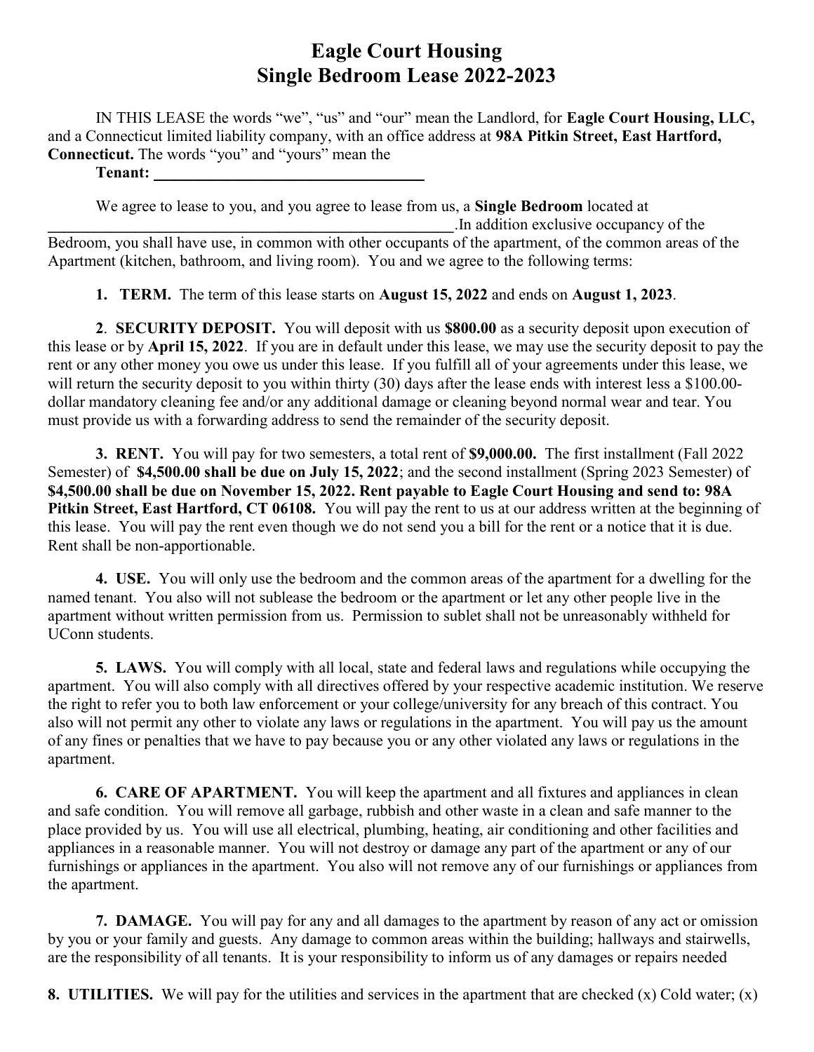# Eagle Court Housing
# Single Bedroom Lease 2022-2023

IN THIS LEASE the words "we", "us" and "our" mean the Landlord, for **Eagle Court Housing, LLC,** and a Connecticut limited liability company, with an office address at **98A Pitkin Street, East Hartford, Connecticut.** The words "you" and "yours" mean the

**Tenant: ___________________________________**

We agree to lease to you, and you agree to lease from us, a **Single Bedroom** located at _____________________________________________________.In addition exclusive occupancy of the Bedroom, you shall have use, in common with other occupants of the apartment, of the common areas of the Apartment (kitchen, bathroom, and living room). You and we agree to the following terms:

**1. TERM.** The term of this lease starts on **August 15, 2022** and ends on **August 1, 2023**.

**2. SECURITY DEPOSIT.** You will deposit with us **$800.00** as a security deposit upon execution of this lease or by **April 15, 2022**. If you are in default under this lease, we may use the security deposit to pay the rent or any other money you owe us under this lease. If you fulfill all of your agreements under this lease, we will return the security deposit to you within thirty (30) days after the lease ends with interest less a $100.00-dollar mandatory cleaning fee and/or any additional damage or cleaning beyond normal wear and tear. You must provide us with a forwarding address to send the remainder of the security deposit.

**3. RENT.** You will pay for two semesters, a total rent of **$9,000.00.** The first installment (Fall 2022 Semester) of **$4,500.00 shall be due on July 15, 2022**; and the second installment (Spring 2023 Semester) of **$4,500.00 shall be due on November 15, 2022. Rent payable to Eagle Court Housing and send to: 98A Pitkin Street, East Hartford, CT 06108.** You will pay the rent to us at our address written at the beginning of this lease. You will pay the rent even though we do not send you a bill for the rent or a notice that it is due. Rent shall be non-apportionable.

**4. USE.** You will only use the bedroom and the common areas of the apartment for a dwelling for the named tenant. You also will not sublease the bedroom or the apartment or let any other people live in the apartment without written permission from us. Permission to sublet shall not be unreasonably withheld for UConn students.

**5. LAWS.** You will comply with all local, state and federal laws and regulations while occupying the apartment. You will also comply with all directives offered by your respective academic institution. We reserve the right to refer you to both law enforcement or your college/university for any breach of this contract. You also will not permit any other to violate any laws or regulations in the apartment. You will pay us the amount of any fines or penalties that we have to pay because you or any other violated any laws or regulations in the apartment.

**6. CARE OF APARTMENT.** You will keep the apartment and all fixtures and appliances in clean and safe condition. You will remove all garbage, rubbish and other waste in a clean and safe manner to the place provided by us. You will use all electrical, plumbing, heating, air conditioning and other facilities and appliances in a reasonable manner. You will not destroy or damage any part of the apartment or any of our furnishings or appliances in the apartment. You also will not remove any of our furnishings or appliances from the apartment.

**7. DAMAGE.** You will pay for any and all damages to the apartment by reason of any act or omission by you or your family and guests. Any damage to common areas within the building; hallways and stairwells, are the responsibility of all tenants. It is your responsibility to inform us of any damages or repairs needed

**8. UTILITIES.** We will pay for the utilities and services in the apartment that are checked (x) Cold water; (x)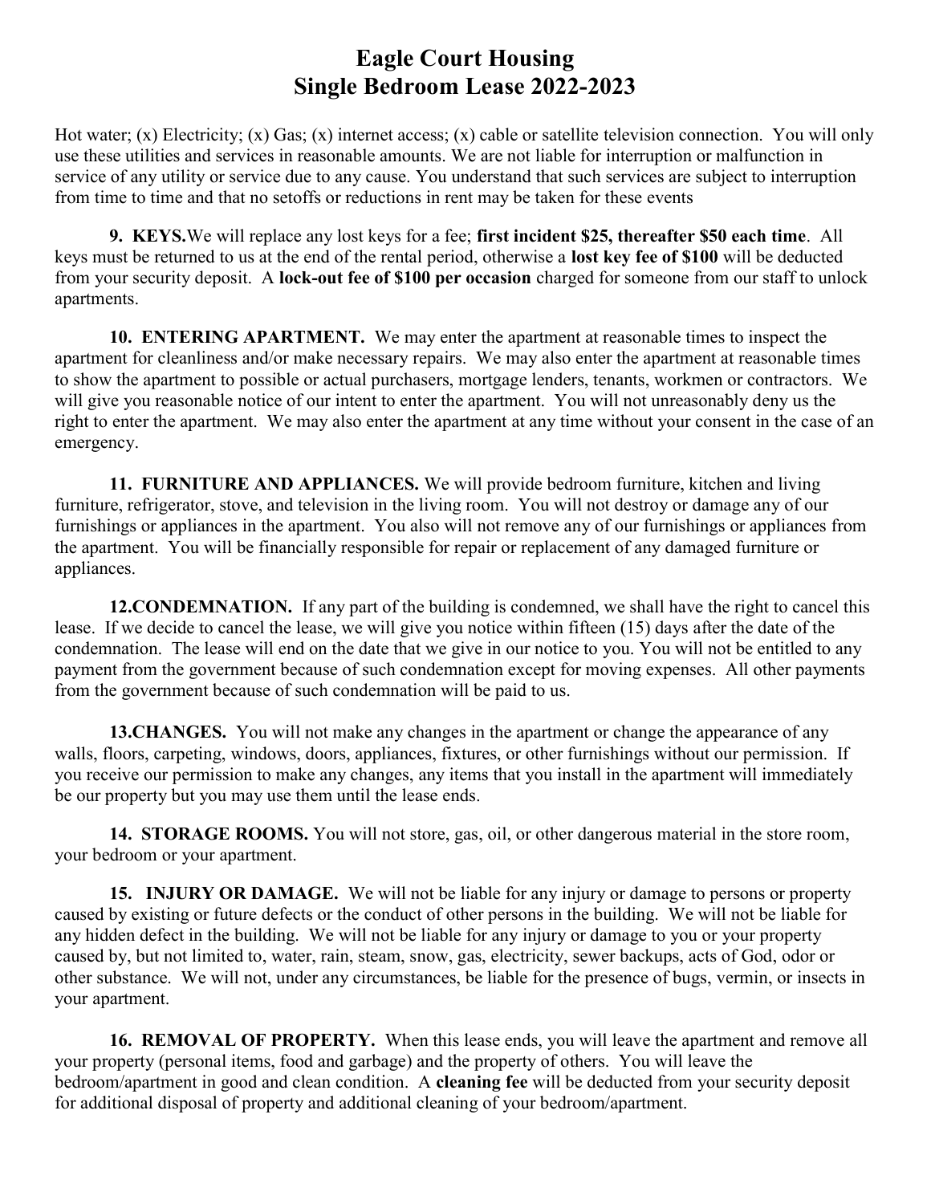# Eagle Court Housing
# Single Bedroom Lease 2022-2023

Hot water; (x) Electricity; (x) Gas; (x) internet access; (x) cable or satellite television connection. You will only use these utilities and services in reasonable amounts. We are not liable for interruption or malfunction in service of any utility or service due to any cause. You understand that such services are subject to interruption from time to time and that no setoffs or reductions in rent may be taken for these events

**9. KEYS.** We will replace any lost keys for a fee; **first incident $25, thereafter $50 each time**. All keys must be returned to us at the end of the rental period, otherwise a **lost key fee of $100** will be deducted from your security deposit. A **lock-out fee of $100 per occasion** charged for someone from our staff to unlock apartments.

**10. ENTERING APARTMENT.** We may enter the apartment at reasonable times to inspect the apartment for cleanliness and/or make necessary repairs. We may also enter the apartment at reasonable times to show the apartment to possible or actual purchasers, mortgage lenders, tenants, workmen or contractors. We will give you reasonable notice of our intent to enter the apartment. You will not unreasonably deny us the right to enter the apartment. We may also enter the apartment at any time without your consent in the case of an emergency.

**11. FURNITURE AND APPLIANCES.** We will provide bedroom furniture, kitchen and living furniture, refrigerator, stove, and television in the living room. You will not destroy or damage any of our furnishings or appliances in the apartment. You also will not remove any of our furnishings or appliances from the apartment. You will be financially responsible for repair or replacement of any damaged furniture or appliances.

**12.CONDEMNATION.** If any part of the building is condemned, we shall have the right to cancel this lease. If we decide to cancel the lease, we will give you notice within fifteen (15) days after the date of the condemnation. The lease will end on the date that we give in our notice to you. You will not be entitled to any payment from the government because of such condemnation except for moving expenses. All other payments from the government because of such condemnation will be paid to us.

**13.CHANGES.** You will not make any changes in the apartment or change the appearance of any walls, floors, carpeting, windows, doors, appliances, fixtures, or other furnishings without our permission. If you receive our permission to make any changes, any items that you install in the apartment will immediately be our property but you may use them until the lease ends.

**14. STORAGE ROOMS.** You will not store, gas, oil, or other dangerous material in the store room, your bedroom or your apartment.

**15. INJURY OR DAMAGE.** We will not be liable for any injury or damage to persons or property caused by existing or future defects or the conduct of other persons in the building. We will not be liable for any hidden defect in the building. We will not be liable for any injury or damage to you or your property caused by, but not limited to, water, rain, steam, snow, gas, electricity, sewer backups, acts of God, odor or other substance. We will not, under any circumstances, be liable for the presence of bugs, vermin, or insects in your apartment.

**16. REMOVAL OF PROPERTY.** When this lease ends, you will leave the apartment and remove all your property (personal items, food and garbage) and the property of others. You will leave the bedroom/apartment in good and clean condition. A **cleaning fee** will be deducted from your security deposit for additional disposal of property and additional cleaning of your bedroom/apartment.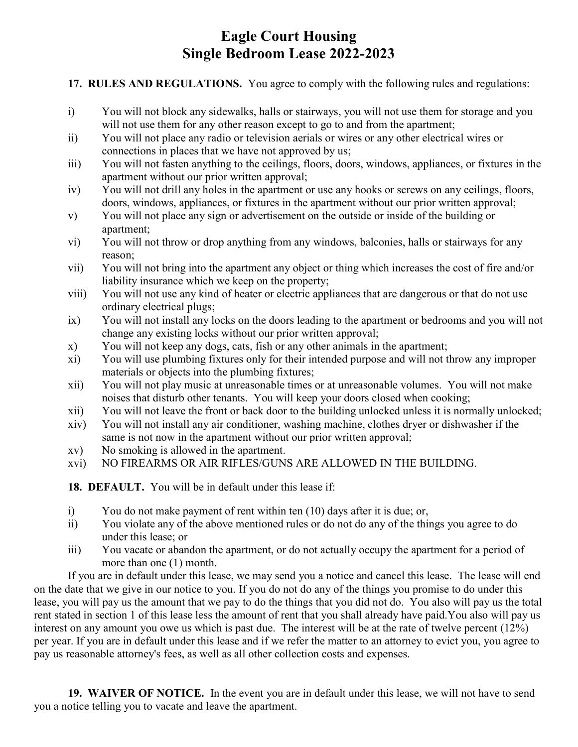# Eagle Court Housing
# Single Bedroom Lease 2022-2023

**17. RULES AND REGULATIONS.** You agree to comply with the following rules and regulations:

i) You will not block any sidewalks, halls or stairways, you will not use them for storage and you will not use them for any other reason except to go to and from the apartment;

ii) You will not place any radio or television aerials or wires or any other electrical wires or connections in places that we have not approved by us;

iii) You will not fasten anything to the ceilings, floors, doors, windows, appliances, or fixtures in the apartment without our prior written approval;

iv) You will not drill any holes in the apartment or use any hooks or screws on any ceilings, floors, doors, windows, appliances, or fixtures in the apartment without our prior written approval;

v) You will not place any sign or advertisement on the outside or inside of the building or apartment;

vi) You will not throw or drop anything from any windows, balconies, halls or stairways for any reason;

vii) You will not bring into the apartment any object or thing which increases the cost of fire and/or liability insurance which we keep on the property;

viii) You will not use any kind of heater or electric appliances that are dangerous or that do not use ordinary electrical plugs;

ix) You will not install any locks on the doors leading to the apartment or bedrooms and you will not change any existing locks without our prior written approval;

x) You will not keep any dogs, cats, fish or any other animals in the apartment;

xi) You will use plumbing fixtures only for their intended purpose and will not throw any improper materials or objects into the plumbing fixtures;

xii) You will not play music at unreasonable times or at unreasonable volumes. You will not make noises that disturb other tenants. You will keep your doors closed when cooking;

xii) You will not leave the front or back door to the building unlocked unless it is normally unlocked;

xiv) You will not install any air conditioner, washing machine, clothes dryer or dishwasher if the same is not now in the apartment without our prior written approval;

xv) No smoking is allowed in the apartment.

xvi) NO FIREARMS OR AIR RIFLES/GUNS ARE ALLOWED IN THE BUILDING.

**18. DEFAULT.** You will be in default under this lease if:

i) You do not make payment of rent within ten (10) days after it is due; or,

ii) You violate any of the above mentioned rules or do not do any of the things you agree to do under this lease; or

iii) You vacate or abandon the apartment, or do not actually occupy the apartment for a period of more than one (1) month.

If you are in default under this lease, we may send you a notice and cancel this lease. The lease will end on the date that we give in our notice to you. If you do not do any of the things you promise to do under this lease, you will pay us the amount that we pay to do the things that you did not do. You also will pay us the total rent stated in section 1 of this lease less the amount of rent that you shall already have paid.You also will pay us interest on any amount you owe us which is past due. The interest will be at the rate of twelve percent (12%) per year. If you are in default under this lease and if we refer the matter to an attorney to evict you, you agree to pay us reasonable attorney's fees, as well as all other collection costs and expenses.

**19. WAIVER OF NOTICE.** In the event you are in default under this lease, we will not have to send you a notice telling you to vacate and leave the apartment.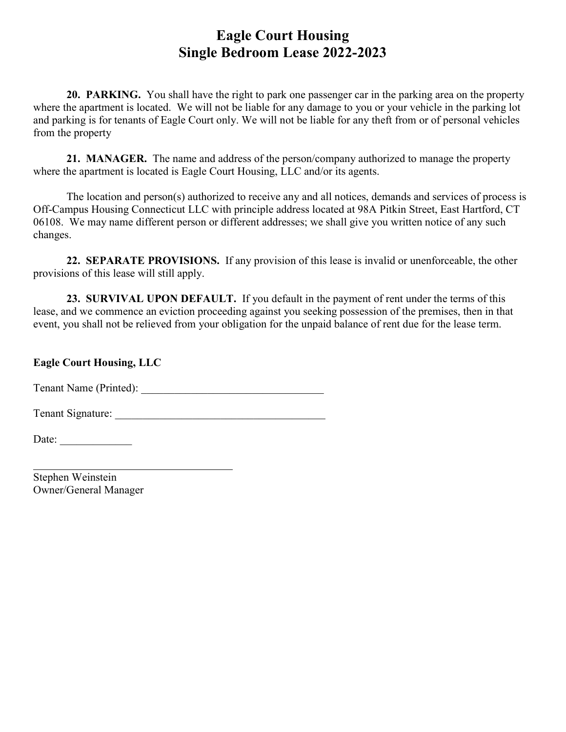# Eagle Court Housing
# Single Bedroom Lease 2022-2023

**20. PARKING.** You shall have the right to park one passenger car in the parking area on the property where the apartment is located. We will not be liable for any damage to you or your vehicle in the parking lot and parking is for tenants of Eagle Court only. We will not be liable for any theft from or of personal vehicles from the property

**21. MANAGER.** The name and address of the person/company authorized to manage the property where the apartment is located is Eagle Court Housing, LLC and/or its agents.

The location and person(s) authorized to receive any and all notices, demands and services of process is Off-Campus Housing Connecticut LLC with principle address located at 98A Pitkin Street, East Hartford, CT 06108. We may name different person or different addresses; we shall give you written notice of any such changes.

**22. SEPARATE PROVISIONS.** If any provision of this lease is invalid or unenforceable, the other provisions of this lease will still apply.

**23. SURVIVAL UPON DEFAULT.** If you default in the payment of rent under the terms of this lease, and we commence an eviction proceeding against you seeking possession of the premises, then in that event, you shall not be relieved from your obligation for the unpaid balance of rent due for the lease term.

**Eagle Court Housing, LLC**

Tenant Name (Printed): ____________________________________

Tenant Signature: ________________________________________

Date: ______________

______________________________________
Stephen Weinstein
Owner/General Manager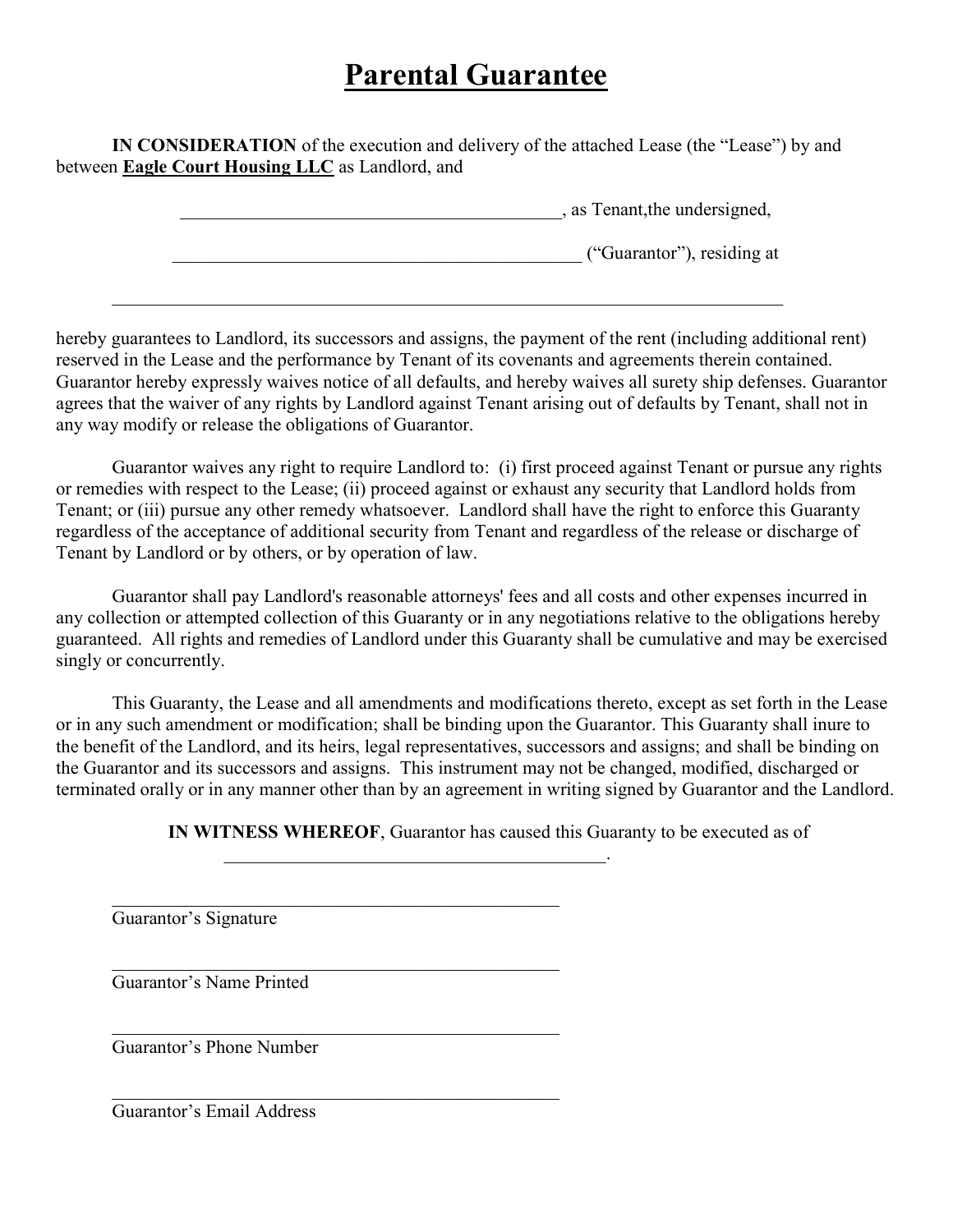# Parental Guarantee

**IN CONSIDERATION** of the execution and delivery of the attached Lease (the "Lease") by and between **Eagle Court Housing LLC** as Landlord, and

__________________________________________, as Tenant,the undersigned,

_____________________________________________ ("Guarantor"), residing at

___________________________________________________________________________

hereby guarantees to Landlord, its successors and assigns, the payment of the rent (including additional rent) reserved in the Lease and the performance by Tenant of its covenants and agreements therein contained. Guarantor hereby expressly waives notice of all defaults, and hereby waives all surety ship defenses. Guarantor agrees that the waiver of any rights by Landlord against Tenant arising out of defaults by Tenant, shall not in any way modify or release the obligations of Guarantor.

Guarantor waives any right to require Landlord to: (i) first proceed against Tenant or pursue any rights or remedies with respect to the Lease; (ii) proceed against or exhaust any security that Landlord holds from Tenant; or (iii) pursue any other remedy whatsoever. Landlord shall have the right to enforce this Guaranty regardless of the acceptance of additional security from Tenant and regardless of the release or discharge of Tenant by Landlord or by others, or by operation of law.

Guarantor shall pay Landlord's reasonable attorneys' fees and all costs and other expenses incurred in any collection or attempted collection of this Guaranty or in any negotiations relative to the obligations hereby guaranteed. All rights and remedies of Landlord under this Guaranty shall be cumulative and may be exercised singly or concurrently.

This Guaranty, the Lease and all amendments and modifications thereto, except as set forth in the Lease or in any such amendment or modification; shall be binding upon the Guarantor. This Guaranty shall inure to the benefit of the Landlord, and its heirs, legal representatives, successors and assigns; and shall be binding on the Guarantor and its successors and assigns. This instrument may not be changed, modified, discharged or terminated orally or in any manner other than by an agreement in writing signed by Guarantor and the Landlord.

**IN WITNESS WHEREOF**, Guarantor has caused this Guaranty to be executed as of __________________________________________.

__________________________________________________
Guarantor's Signature

__________________________________________________
Guarantor's Name Printed

__________________________________________________
Guarantor's Phone Number

__________________________________________________
Guarantor's Email Address